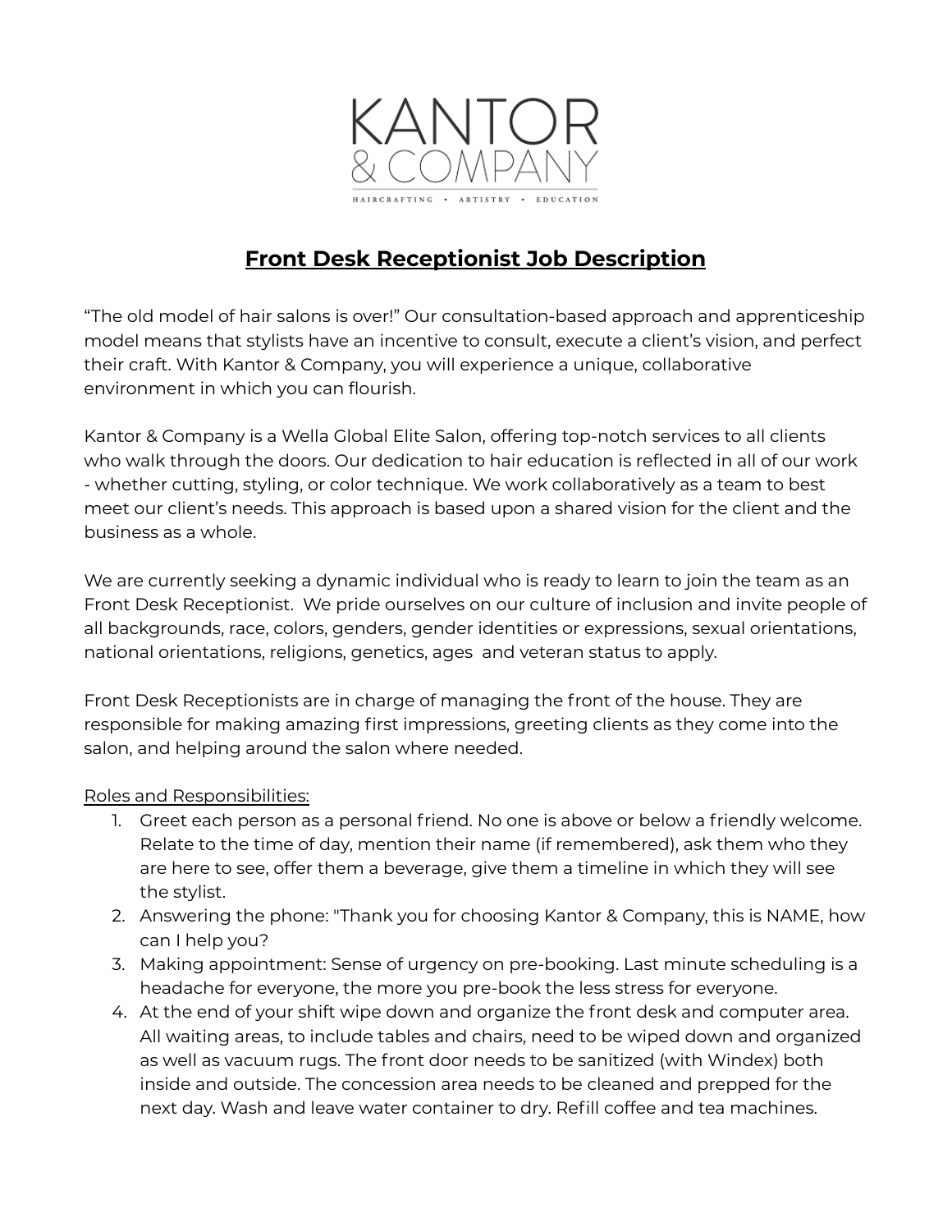KANTOR
& COMPANY
HAIRCRAFTING • ARTISTRY • EDUCATION

# Front Desk Receptionist Job Description

"The old model of hair salons is over!" Our consultation-based approach and apprenticeship model means that stylists have an incentive to consult, execute a client's vision, and perfect their craft. With Kantor & Company, you will experience a unique, collaborative environment in which you can flourish.

Kantor & Company is a Wella Global Elite Salon, offering top-notch services to all clients who walk through the doors. Our dedication to hair education is reflected in all of our work - whether cutting, styling, or color technique. We work collaboratively as a team to best meet our client's needs. This approach is based upon a shared vision for the client and the business as a whole.

We are currently seeking a dynamic individual who is ready to learn to join the team as an Front Desk Receptionist. We pride ourselves on our culture of inclusion and invite people of all backgrounds, race, colors, genders, gender identities or expressions, sexual orientations, national orientations, religions, genetics, ages and veteran status to apply.

Front Desk Receptionists are in charge of managing the front of the house. They are responsible for making amazing first impressions, greeting clients as they come into the salon, and helping around the salon where needed.

Roles and Responsibilities:

1. Greet each person as a personal friend. No one is above or below a friendly welcome. Relate to the time of day, mention their name (if remembered), ask them who they are here to see, offer them a beverage, give them a timeline in which they will see the stylist.
2. Answering the phone: "Thank you for choosing Kantor & Company, this is NAME, how can I help you?
3. Making appointment: Sense of urgency on pre-booking. Last minute scheduling is a headache for everyone, the more you pre-book the less stress for everyone.
4. At the end of your shift wipe down and organize the front desk and computer area. All waiting areas, to include tables and chairs, need to be wiped down and organized as well as vacuum rugs. The front door needs to be sanitized (with Windex) both inside and outside. The concession area needs to be cleaned and prepped for the next day. Wash and leave water container to dry. Refill coffee and tea machines.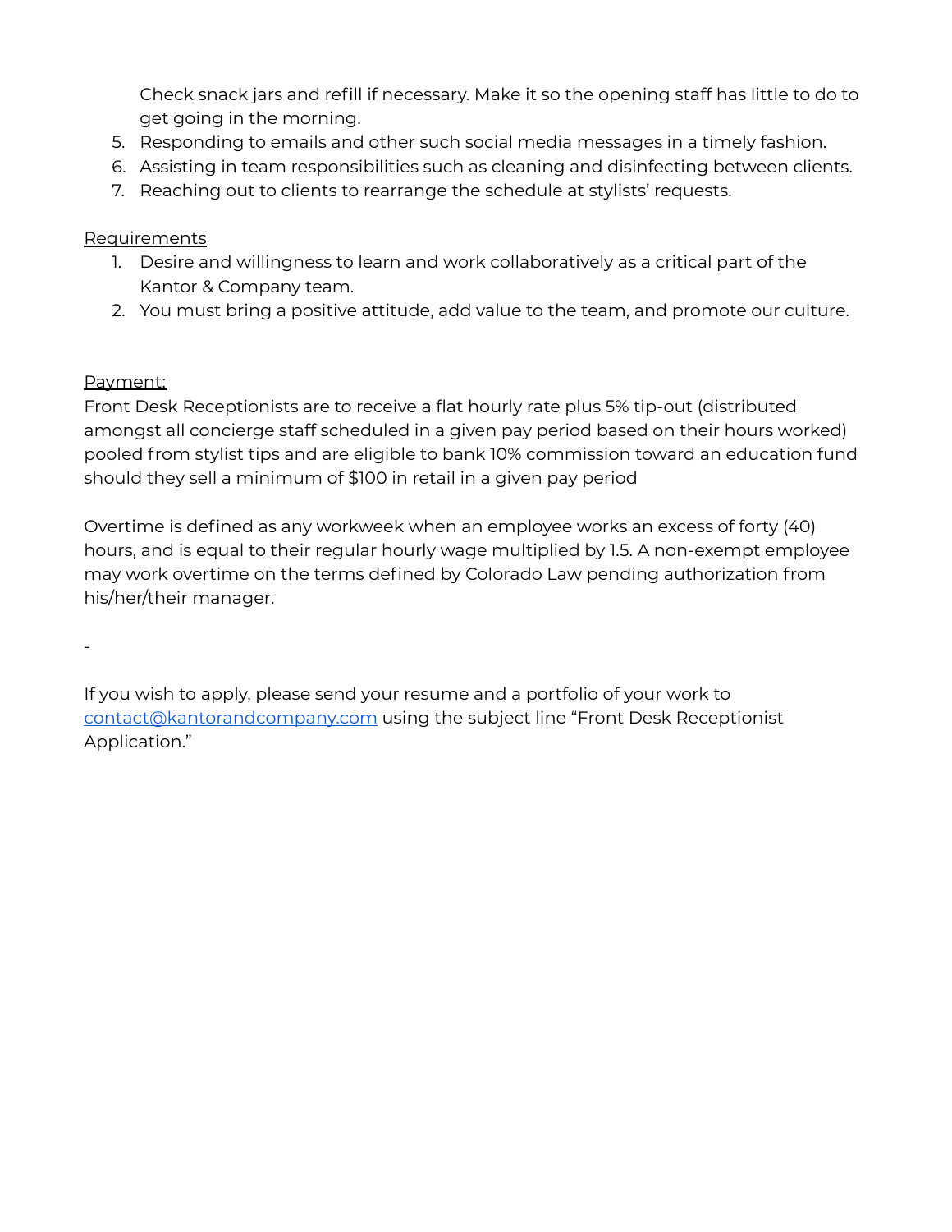Check snack jars and refill if necessary. Make it so the opening staff has little to do to get going in the morning.

5. Responding to emails and other such social media messages in a timely fashion.
6. Assisting in team responsibilities such as cleaning and disinfecting between clients.
7. Reaching out to clients to rearrange the schedule at stylists' requests.

<u>Requirements</u>

1. Desire and willingness to learn and work collaboratively as a critical part of the Kantor & Company team.
2. You must bring a positive attitude, add value to the team, and promote our culture.

<u>Payment:</u>

Front Desk Receptionists are to receive a flat hourly rate plus 5% tip-out (distributed amongst all concierge staff scheduled in a given pay period based on their hours worked) pooled from stylist tips and are eligible to bank 10% commission toward an education fund should they sell a minimum of $100 in retail in a given pay period

Overtime is defined as any workweek when an employee works an excess of forty (40) hours, and is equal to their regular hourly wage multiplied by 1.5. A non-exempt employee may work overtime on the terms defined by Colorado Law pending authorization from his/her/their manager.

-

If you wish to apply, please send your resume and a portfolio of your work to contact@kantorandcompany.com using the subject line "Front Desk Receptionist Application."